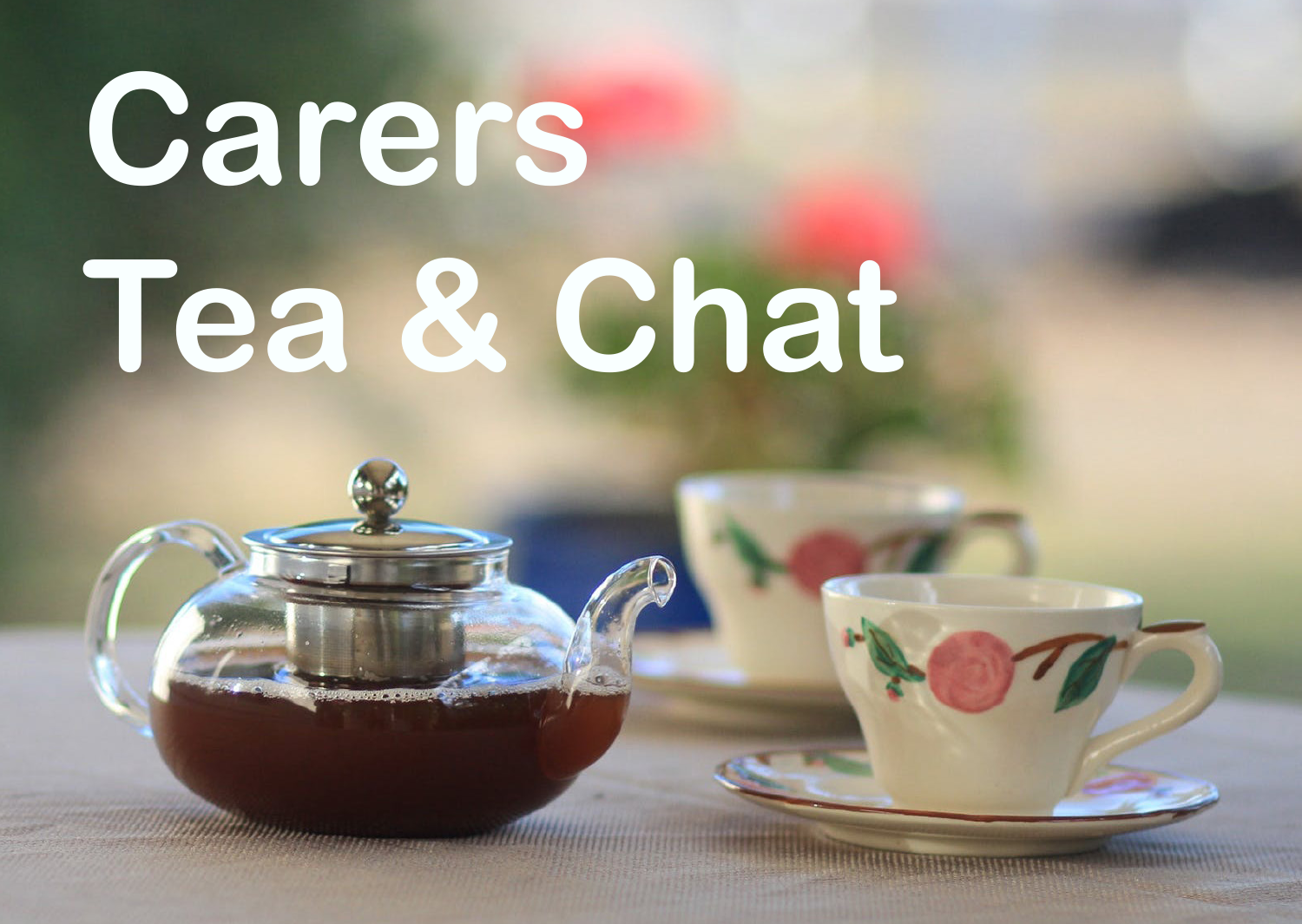# Carers Tea & Chat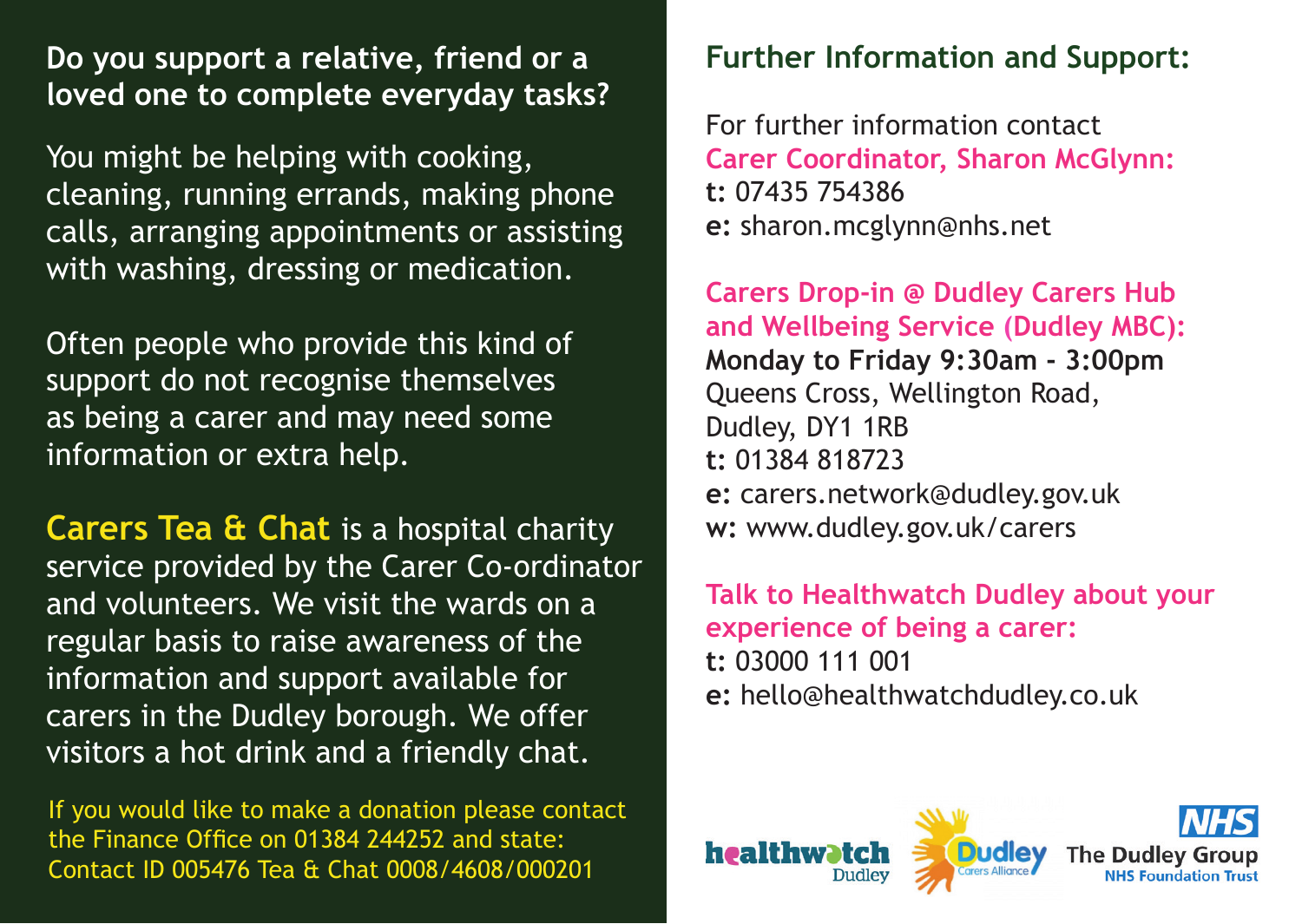**Do you support a relative, friend or a loved one to complete everyday tasks?**

You might be helping with cooking, cleaning, running errands, making phone calls, arranging appointments or assisting with washing, dressing or medication.

Often people who provide this kind of support do not recognise themselves as being a carer and may need some information or extra help.

**Carers Tea & Chat** is a hospital charity service provided by the Carer Co-ordinator and volunteers. We visit the wards on a regular basis to raise awareness of the information and support available for carers in the Dudley borough. We offer visitors a hot drink and a friendly chat.

If you would like to make a donation please contact the Finance Office on 01384 244252 and state: Contact ID 005476 Tea & Chat 0008/4608/000201

## Further Information and Support:

For further information contact
**Carer Coordinator, Sharon McGlynn:**
**t:** 07435 754386
**e:** sharon.mcglynn@nhs.net

**Carers Drop-in @ Dudley Carers Hub and Wellbeing Service (Dudley MBC):**
**Monday to Friday 9:30am - 3:00pm**
Queens Cross, Wellington Road,
Dudley, DY1 1RB
**t:** 01384 818723
**e:** carers.network@dudley.gov.uk
**w:** www.dudley.gov.uk/carers

**Talk to Healthwatch Dudley about your experience of being a carer:**
**t:** 03000 111 001
**e:** hello@healthwatchdudley.co.uk

healthwatch Dudley

Dudley Carers Alliance

NHS The Dudley Group NHS Foundation Trust